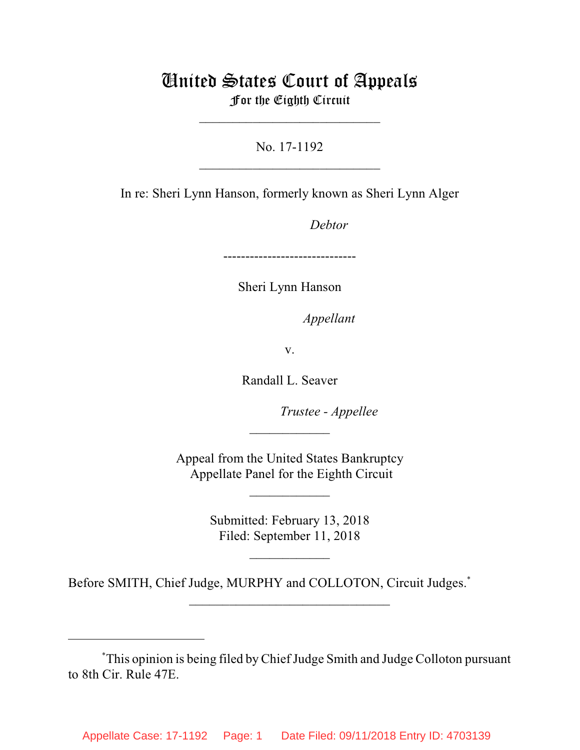# United States Court of Appeals
## For the Eighth Circuit

---

No. 17-1192

---

In re: Sheri Lynn Hanson, formerly known as Sheri Lynn Alger

*Debtor*

------------------------------

Sheri Lynn Hanson

*Appellant*

v.

Randall L. Seaver

*Trustee - Appellee*

---

Appeal from the United States Bankruptcy Appellate Panel for the Eighth Circuit

---

Submitted: February 13, 2018
Filed: September 11, 2018

---

Before SMITH, Chief Judge, MURPHY and COLLOTON, Circuit Judges.[*]

---

[*]This opinion is being filed by Chief Judge Smith and Judge Colloton pursuant to 8th Cir. Rule 47E.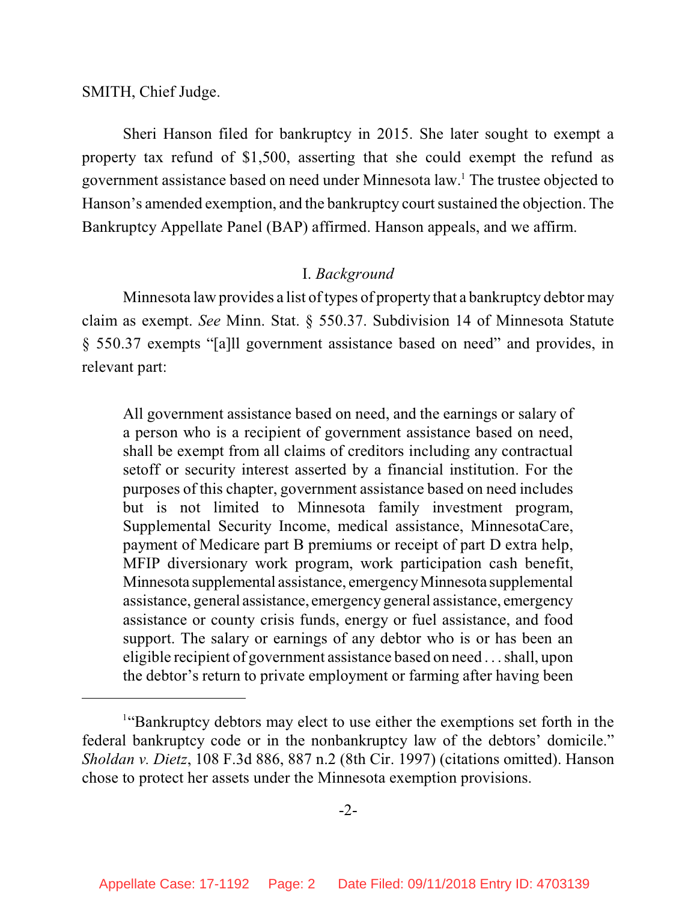SMITH, Chief Judge.

Sheri Hanson filed for bankruptcy in 2015. She later sought to exempt a property tax refund of $1,500, asserting that she could exempt the refund as government assistance based on need under Minnesota law.[1] The trustee objected to Hanson's amended exemption, and the bankruptcy court sustained the objection. The Bankruptcy Appellate Panel (BAP) affirmed. Hanson appeals, and we affirm.

## I. *Background*

Minnesota law provides a list of types of property that a bankruptcy debtor may claim as exempt. *See* Minn. Stat. § 550.37. Subdivision 14 of Minnesota Statute § 550.37 exempts "[a]ll government assistance based on need" and provides, in relevant part:

> All government assistance based on need, and the earnings or salary of a person who is a recipient of government assistance based on need, shall be exempt from all claims of creditors including any contractual setoff or security interest asserted by a financial institution. For the purposes of this chapter, government assistance based on need includes but is not limited to Minnesota family investment program, Supplemental Security Income, medical assistance, MinnesotaCare, payment of Medicare part B premiums or receipt of part D extra help, MFIP diversionary work program, work participation cash benefit, Minnesota supplemental assistance, emergency Minnesota supplemental assistance, general assistance, emergency general assistance, emergency assistance or county crisis funds, energy or fuel assistance, and food support. The salary or earnings of any debtor who is or has been an eligible recipient of government assistance based on need . . . shall, upon the debtor's return to private employment or farming after having been

---

[1] "Bankruptcy debtors may elect to use either the exemptions set forth in the federal bankruptcy code or in the nonbankruptcy law of the debtors' domicile." *Sholdan v. Dietz*, 108 F.3d 886, 887 n.2 (8th Cir. 1997) (citations omitted). Hanson chose to protect her assets under the Minnesota exemption provisions.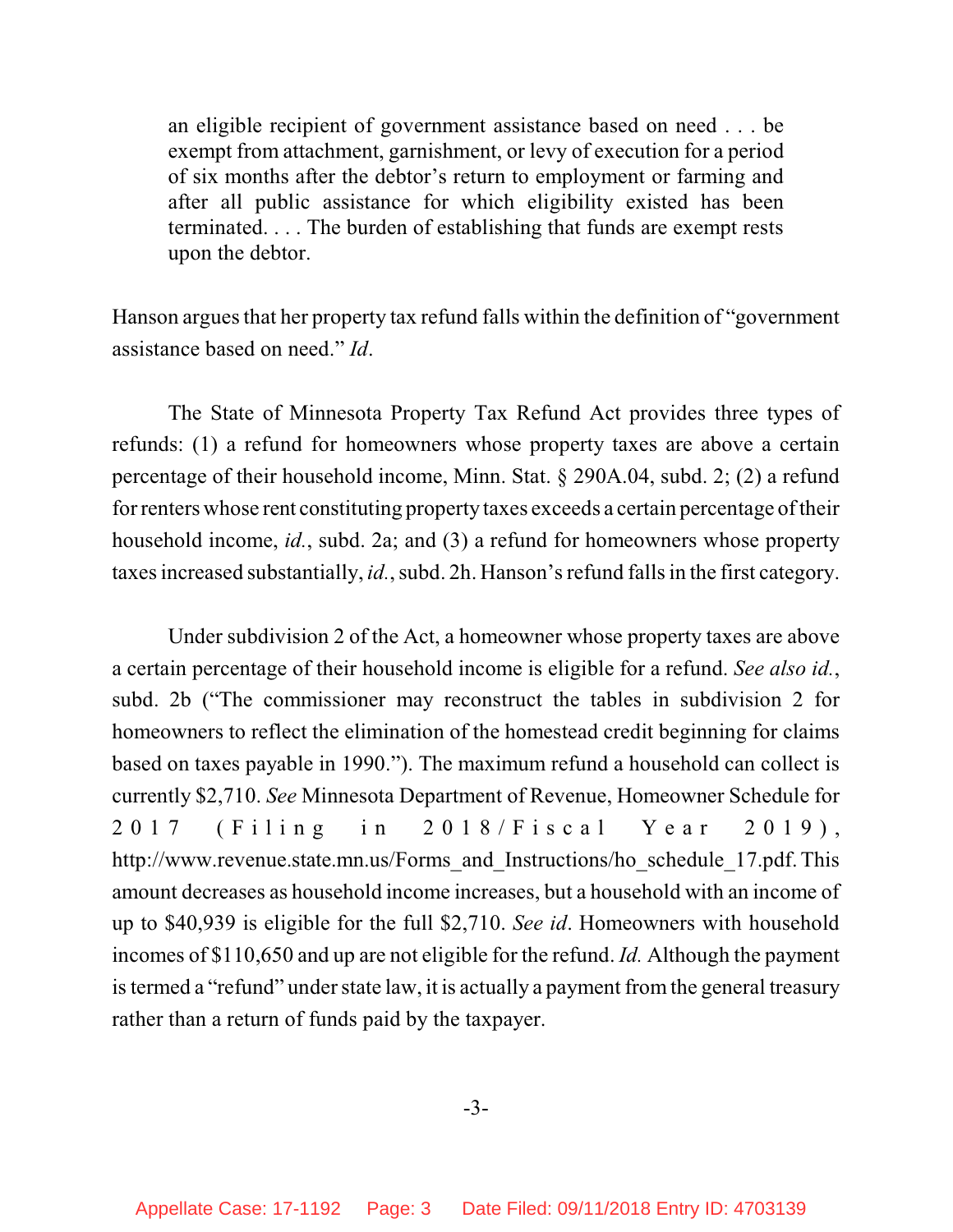> an eligible recipient of government assistance based on need . . . be exempt from attachment, garnishment, or levy of execution for a period of six months after the debtor's return to employment or farming and after all public assistance for which eligibility existed has been terminated. . . . The burden of establishing that funds are exempt rests upon the debtor.

Hanson argues that her property tax refund falls within the definition of "government assistance based on need." *Id*.

The State of Minnesota Property Tax Refund Act provides three types of refunds: (1) a refund for homeowners whose property taxes are above a certain percentage of their household income, Minn. Stat. § 290A.04, subd. 2; (2) a refund for renters whose rent constituting property taxes exceeds a certain percentage of their household income, *id.*, subd. 2a; and (3) a refund for homeowners whose property taxes increased substantially, *id.*, subd. 2h. Hanson's refund falls in the first category.

Under subdivision 2 of the Act, a homeowner whose property taxes are above a certain percentage of their household income is eligible for a refund. *See also id.*, subd. 2b ("The commissioner may reconstruct the tables in subdivision 2 for homeowners to reflect the elimination of the homestead credit beginning for claims based on taxes payable in 1990."). The maximum refund a household can collect is currently $2,710. *See* Minnesota Department of Revenue, Homeowner Schedule for 2017 (Filing in 2018/Fiscal Year 2019), http://www.revenue.state.mn.us/Forms_and_Instructions/ho_schedule_17.pdf. This amount decreases as household income increases, but a household with an income of up to $40,939 is eligible for the full $2,710. *See id*. Homeowners with household incomes of $110,650 and up are not eligible for the refund. *Id.* Although the payment is termed a "refund" under state law, it is actually a payment from the general treasury rather than a return of funds paid by the taxpayer.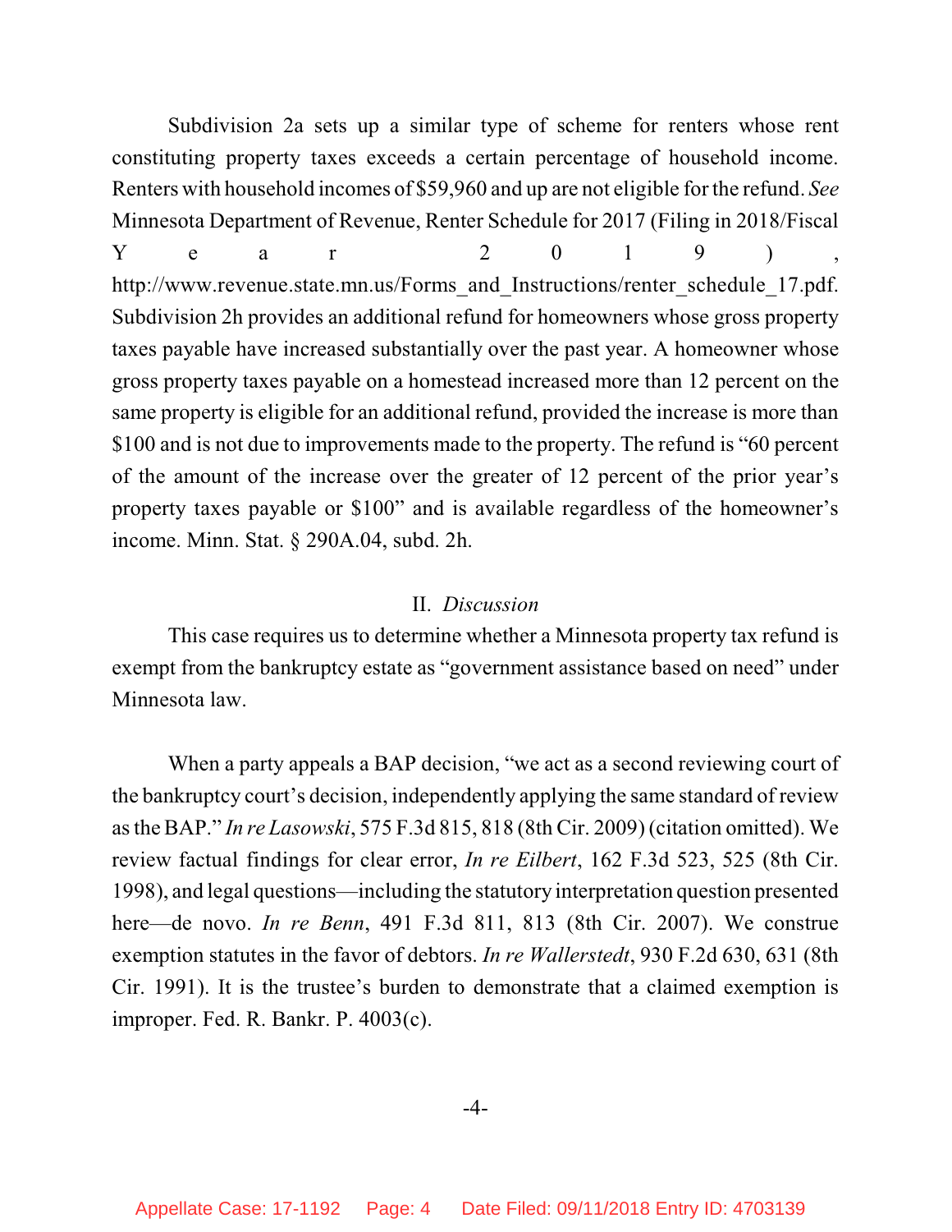Subdivision 2a sets up a similar type of scheme for renters whose rent constituting property taxes exceeds a certain percentage of household income. Renters with household incomes of $59,960 and up are not eligible for the refund. *See* Minnesota Department of Revenue, Renter Schedule for 2017 (Filing in 2018/Fiscal Year 2019), http://www.revenue.state.mn.us/Forms_and_Instructions/renter_schedule_17.pdf. Subdivision 2h provides an additional refund for homeowners whose gross property taxes payable have increased substantially over the past year. A homeowner whose gross property taxes payable on a homestead increased more than 12 percent on the same property is eligible for an additional refund, provided the increase is more than $100 and is not due to improvements made to the property. The refund is "60 percent of the amount of the increase over the greater of 12 percent of the prior year's property taxes payable or $100" and is available regardless of the homeowner's income. Minn. Stat. § 290A.04, subd. 2h.

## II. *Discussion*

This case requires us to determine whether a Minnesota property tax refund is exempt from the bankruptcy estate as "government assistance based on need" under Minnesota law.

When a party appeals a BAP decision, "we act as a second reviewing court of the bankruptcy court's decision, independently applying the same standard of review as the BAP." *In re Lasowski*, 575 F.3d 815, 818 (8th Cir. 2009) (citation omitted). We review factual findings for clear error, *In re Eilbert*, 162 F.3d 523, 525 (8th Cir. 1998), and legal questions—including the statutory interpretation question presented here—de novo. *In re Benn*, 491 F.3d 811, 813 (8th Cir. 2007). We construe exemption statutes in the favor of debtors. *In re Wallerstedt*, 930 F.2d 630, 631 (8th Cir. 1991). It is the trustee's burden to demonstrate that a claimed exemption is improper. Fed. R. Bankr. P. 4003(c).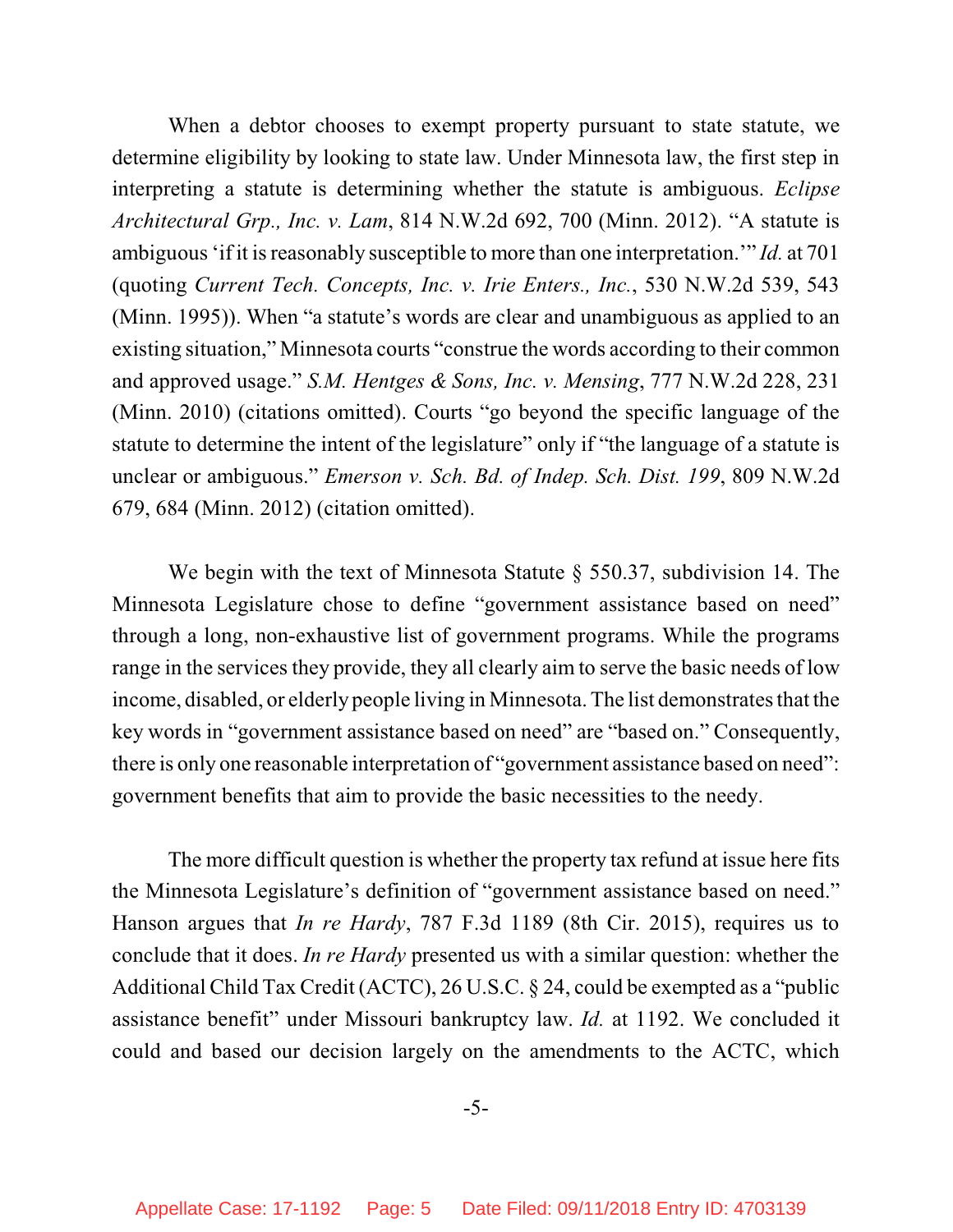When a debtor chooses to exempt property pursuant to state statute, we determine eligibility by looking to state law. Under Minnesota law, the first step in interpreting a statute is determining whether the statute is ambiguous. *Eclipse Architectural Grp., Inc. v. Lam*, 814 N.W.2d 692, 700 (Minn. 2012). "A statute is ambiguous 'if it is reasonably susceptible to more than one interpretation.'" *Id.* at 701 (quoting *Current Tech. Concepts, Inc. v. Irie Enters., Inc.*, 530 N.W.2d 539, 543 (Minn. 1995)). When "a statute's words are clear and unambiguous as applied to an existing situation," Minnesota courts "construe the words according to their common and approved usage." *S.M. Hentges & Sons, Inc. v. Mensing*, 777 N.W.2d 228, 231 (Minn. 2010) (citations omitted). Courts "go beyond the specific language of the statute to determine the intent of the legislature" only if "the language of a statute is unclear or ambiguous." *Emerson v. Sch. Bd. of Indep. Sch. Dist. 199*, 809 N.W.2d 679, 684 (Minn. 2012) (citation omitted).

We begin with the text of Minnesota Statute § 550.37, subdivision 14. The Minnesota Legislature chose to define "government assistance based on need" through a long, non-exhaustive list of government programs. While the programs range in the services they provide, they all clearly aim to serve the basic needs of low income, disabled, or elderly people living in Minnesota. The list demonstrates that the key words in "government assistance based on need" are "based on." Consequently, there is only one reasonable interpretation of "government assistance based on need": government benefits that aim to provide the basic necessities to the needy.

The more difficult question is whether the property tax refund at issue here fits the Minnesota Legislature's definition of "government assistance based on need." Hanson argues that *In re Hardy*, 787 F.3d 1189 (8th Cir. 2015), requires us to conclude that it does. *In re Hardy* presented us with a similar question: whether the Additional Child Tax Credit (ACTC), 26 U.S.C. § 24, could be exempted as a "public assistance benefit" under Missouri bankruptcy law. *Id.* at 1192. We concluded it could and based our decision largely on the amendments to the ACTC, which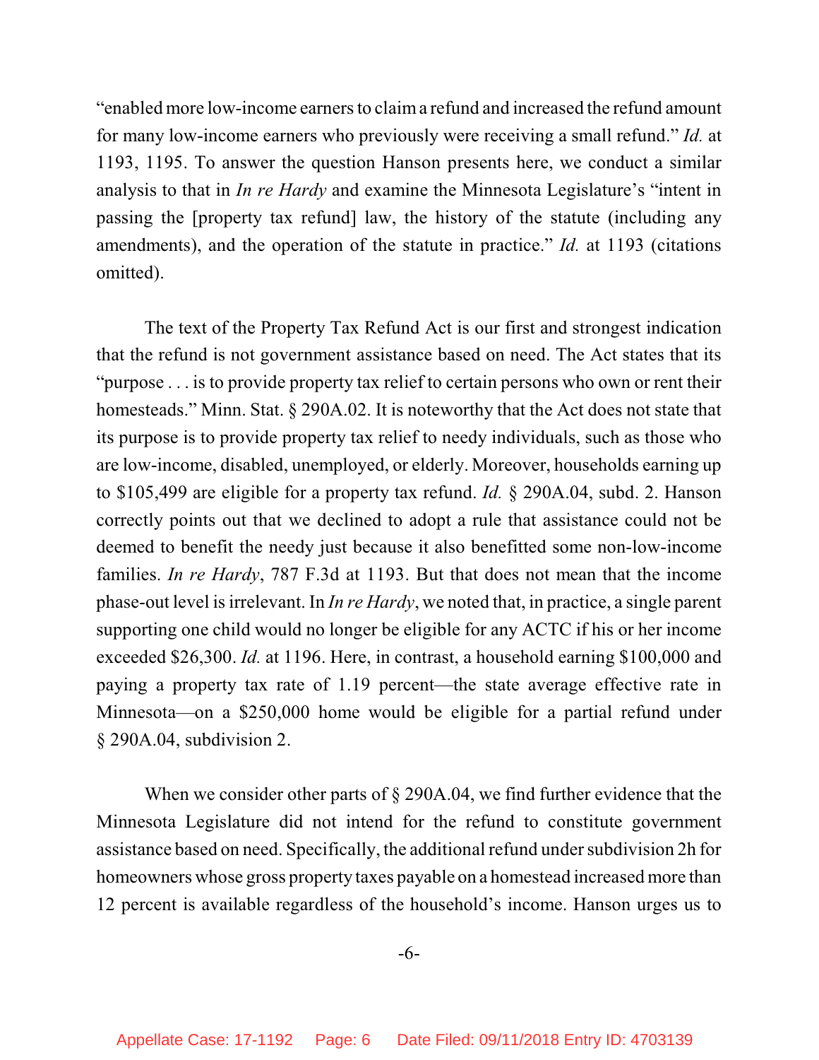"enabled more low-income earners to claim a refund and increased the refund amount for many low-income earners who previously were receiving a small refund." *Id.* at 1193, 1195. To answer the question Hanson presents here, we conduct a similar analysis to that in *In re Hardy* and examine the Minnesota Legislature's "intent in passing the [property tax refund] law, the history of the statute (including any amendments), and the operation of the statute in practice." *Id.* at 1193 (citations omitted).

The text of the Property Tax Refund Act is our first and strongest indication that the refund is not government assistance based on need. The Act states that its "purpose . . . is to provide property tax relief to certain persons who own or rent their homesteads." Minn. Stat. § 290A.02. It is noteworthy that the Act does not state that its purpose is to provide property tax relief to needy individuals, such as those who are low-income, disabled, unemployed, or elderly. Moreover, households earning up to $105,499 are eligible for a property tax refund. *Id.* § 290A.04, subd. 2. Hanson correctly points out that we declined to adopt a rule that assistance could not be deemed to benefit the needy just because it also benefitted some non-low-income families. *In re Hardy*, 787 F.3d at 1193. But that does not mean that the income phase-out level is irrelevant. In *In re Hardy*, we noted that, in practice, a single parent supporting one child would no longer be eligible for any ACTC if his or her income exceeded $26,300. *Id.* at 1196. Here, in contrast, a household earning $100,000 and paying a property tax rate of 1.19 percent—the state average effective rate in Minnesota—on a $250,000 home would be eligible for a partial refund under § 290A.04, subdivision 2.

When we consider other parts of § 290A.04, we find further evidence that the Minnesota Legislature did not intend for the refund to constitute government assistance based on need. Specifically, the additional refund under subdivision 2h for homeowners whose gross property taxes payable on a homestead increased more than 12 percent is available regardless of the household's income. Hanson urges us to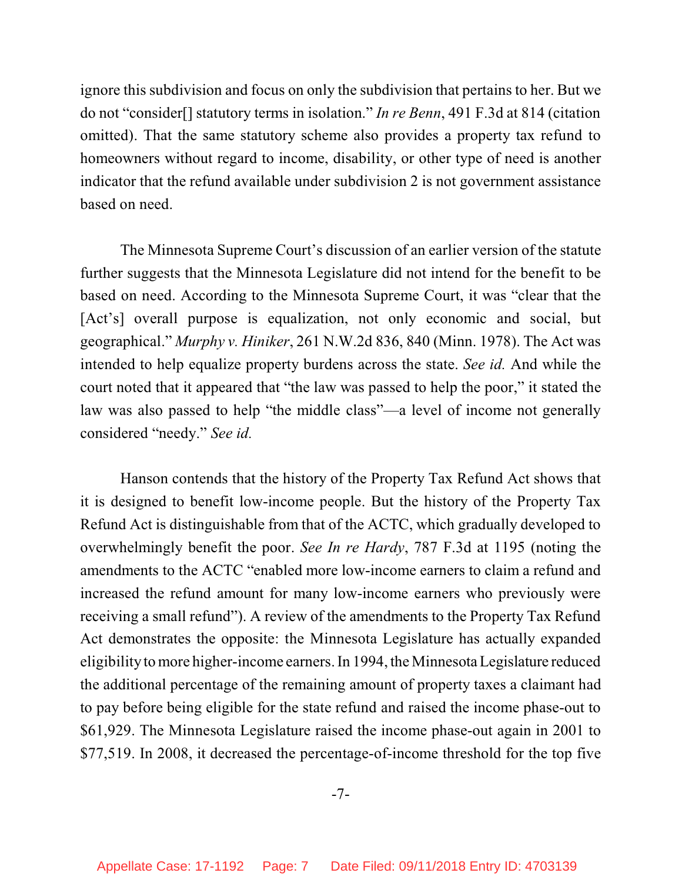ignore this subdivision and focus on only the subdivision that pertains to her. But we do not "consider[] statutory terms in isolation." *In re Benn*, 491 F.3d at 814 (citation omitted). That the same statutory scheme also provides a property tax refund to homeowners without regard to income, disability, or other type of need is another indicator that the refund available under subdivision 2 is not government assistance based on need.

The Minnesota Supreme Court's discussion of an earlier version of the statute further suggests that the Minnesota Legislature did not intend for the benefit to be based on need. According to the Minnesota Supreme Court, it was "clear that the [Act's] overall purpose is equalization, not only economic and social, but geographical." *Murphy v. Hiniker*, 261 N.W.2d 836, 840 (Minn. 1978). The Act was intended to help equalize property burdens across the state. *See id.* And while the court noted that it appeared that "the law was passed to help the poor," it stated the law was also passed to help "the middle class"—a level of income not generally considered "needy." *See id.*

Hanson contends that the history of the Property Tax Refund Act shows that it is designed to benefit low-income people. But the history of the Property Tax Refund Act is distinguishable from that of the ACTC, which gradually developed to overwhelmingly benefit the poor. *See In re Hardy*, 787 F.3d at 1195 (noting the amendments to the ACTC "enabled more low-income earners to claim a refund and increased the refund amount for many low-income earners who previously were receiving a small refund"). A review of the amendments to the Property Tax Refund Act demonstrates the opposite: the Minnesota Legislature has actually expanded eligibility to more higher-income earners. In 1994, the Minnesota Legislature reduced the additional percentage of the remaining amount of property taxes a claimant had to pay before being eligible for the state refund and raised the income phase-out to $61,929. The Minnesota Legislature raised the income phase-out again in 2001 to $77,519. In 2008, it decreased the percentage-of-income threshold for the top five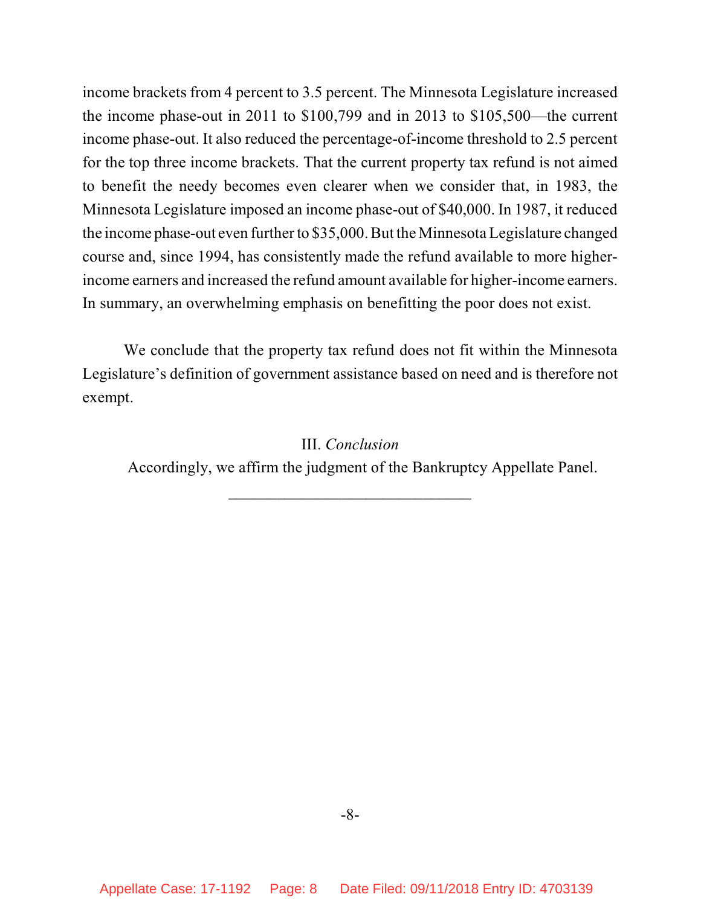income brackets from 4 percent to 3.5 percent. The Minnesota Legislature increased the income phase-out in 2011 to $100,799 and in 2013 to $105,500—the current income phase-out. It also reduced the percentage-of-income threshold to 2.5 percent for the top three income brackets. That the current property tax refund is not aimed to benefit the needy becomes even clearer when we consider that, in 1983, the Minnesota Legislature imposed an income phase-out of $40,000. In 1987, it reduced the income phase-out even further to $35,000. But the Minnesota Legislature changed course and, since 1994, has consistently made the refund available to more higher-income earners and increased the refund amount available for higher-income earners. In summary, an overwhelming emphasis on benefitting the poor does not exist.

We conclude that the property tax refund does not fit within the Minnesota Legislature's definition of government assistance based on need and is therefore not exempt.

## III. *Conclusion*

Accordingly, we affirm the judgment of the Bankruptcy Appellate Panel.

______________________________